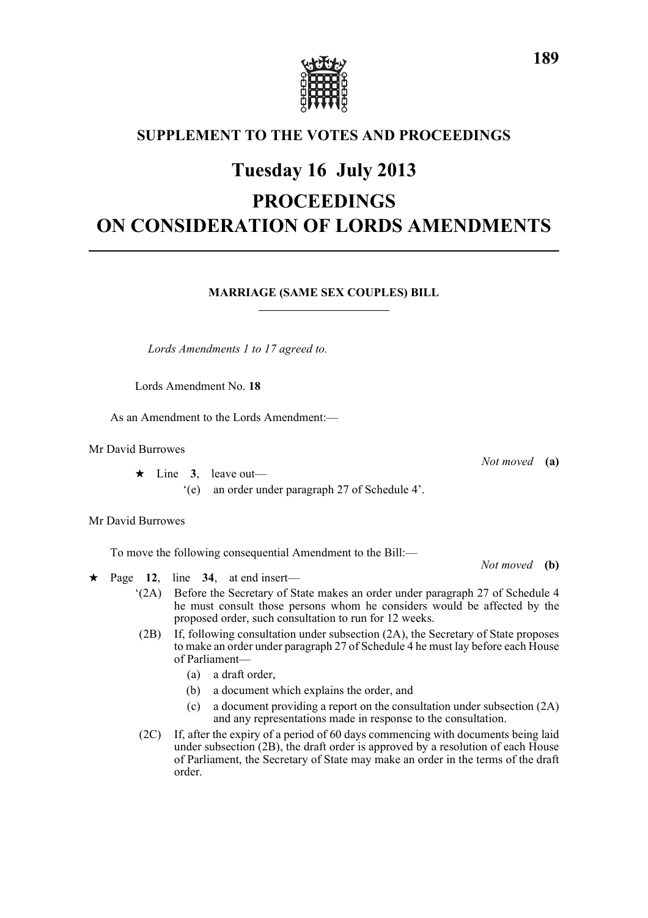## SUPPLEMENT TO THE VOTES AND PROCEEDINGS

# Tuesday 16 July 2013

# PROCEEDINGS ON CONSIDERATION OF LORDS AMENDMENTS

### MARRIAGE (SAME SEX COUPLES) BILL

*Lords Amendments 1 to 17 agreed to.*

Lords Amendment No. **18**

As an Amendment to the Lords Amendment:—

Mr David Burrowes

*Not moved* **(a)**

★ Line **3**, leave out—

'(e) an order under paragraph 27 of Schedule 4'.

Mr David Burrowes

To move the following consequential Amendment to the Bill:—

*Not moved* **(b)**

★ Page **12**, line **34**, at end insert—

'(2A) Before the Secretary of State makes an order under paragraph 27 of Schedule 4 he must consult those persons whom he considers would be affected by the proposed order, such consultation to run for 12 weeks.

(2B) If, following consultation under subsection (2A), the Secretary of State proposes to make an order under paragraph 27 of Schedule 4 he must lay before each House of Parliament—

(a) a draft order,

(b) a document which explains the order, and

(c) a document providing a report on the consultation under subsection (2A) and any representations made in response to the consultation.

(2C) If, after the expiry of a period of 60 days commencing with documents being laid under subsection (2B), the draft order is approved by a resolution of each House of Parliament, the Secretary of State may make an order in the terms of the draft order.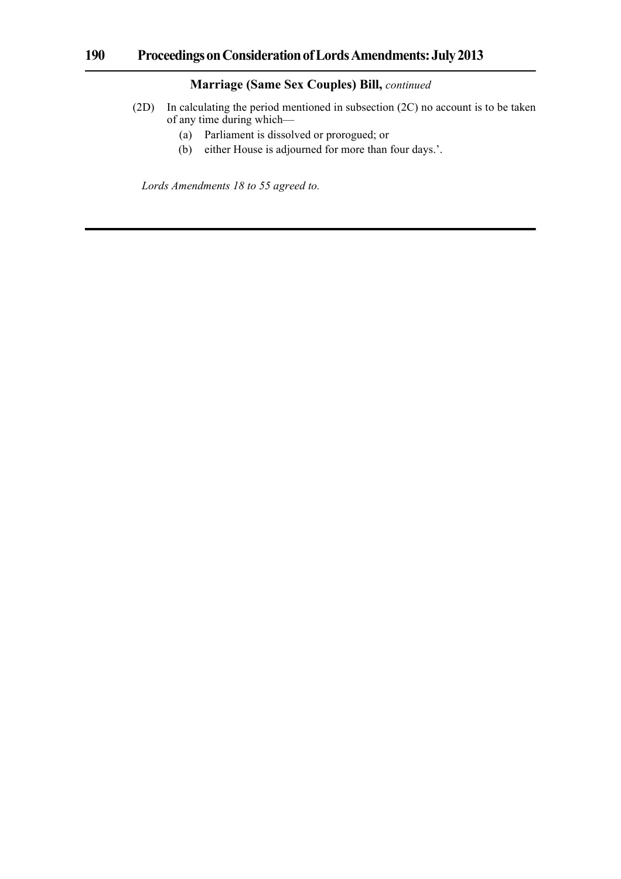**Marriage (Same Sex Couples) Bill,** *continued*

(2D) In calculating the period mentioned in subsection (2C) no account is to be taken of any time during which—

(a) Parliament is dissolved or prorogued; or

(b) either House is adjourned for more than four days.'.

*Lords Amendments 18 to 55 agreed to.*